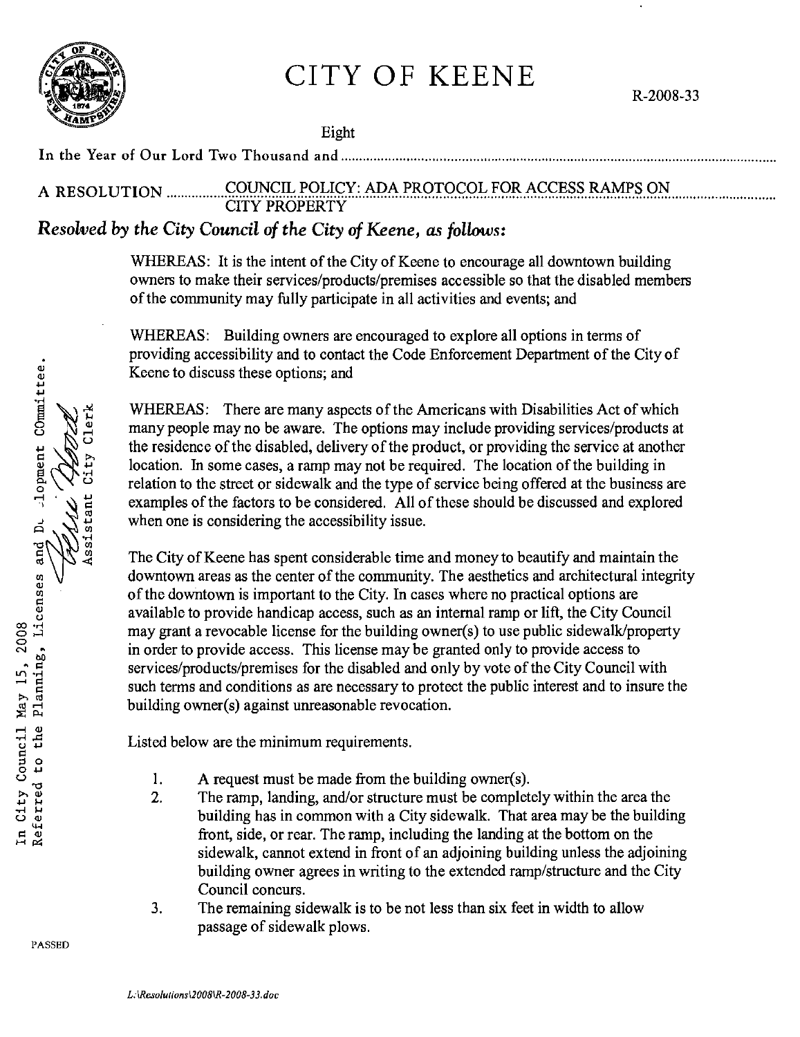# CITY OF KEENE

R-2008-33

In the Year of Our Lord Two Thousand and Eight

A RESOLUTION COUNCIL POLICY: ADA PROTOCOL FOR ACCESS RAMPS ON CITY PROPERTY

***Resolved by the City Council of the City of Keene, as follows:***

WHEREAS: It is the intent of the City of Keene to encourage all downtown building owners to make their services/products/premises accessible so that the disabled members of the community may fully participate in all activities and events; and

WHEREAS: Building owners are encouraged to explore all options in terms of providing accessibility and to contact the Code Enforcement Department of the City of Keene to discuss these options; and

WHEREAS: There are many aspects of the Americans with Disabilities Act of which many people may no be aware. The options may include providing services/products at the residence of the disabled, delivery of the product, or providing the service at another location. In some cases, a ramp may not be required. The location of the building in relation to the street or sidewalk and the type of service being offered at the business are examples of the factors to be considered. All of these should be discussed and explored when one is considering the accessibility issue.

The City of Keene has spent considerable time and money to beautify and maintain the downtown areas as the center of the community. The aesthetics and architectural integrity of the downtown is important to the City. In cases where no practical options are available to provide handicap access, such as an internal ramp or lift, the City Council may grant a revocable license for the building owner(s) to use public sidewalk/property in order to provide access. This license may be granted only to provide access to services/products/premises for the disabled and only by vote of the City Council with such terms and conditions as are necessary to protect the public interest and to insure the building owner(s) against unreasonable revocation.

Listed below are the minimum requirements.

1. A request must be made from the building owner(s).
2. The ramp, landing, and/or structure must be completely within the area the building has in common with a City sidewalk. That area may be the building front, side, or rear. The ramp, including the landing at the bottom on the sidewalk, cannot extend in front of an adjoining building unless the adjoining building owner agrees in writing to the extended ramp/structure and the City Council concurs.
3. The remaining sidewalk is to be not less than six feet in width to allow passage of sidewalk plows.

In City Council May 15, 2008
Referred to the Planning, Licenses and Development Committee.
Assistant City Clerk

PASSED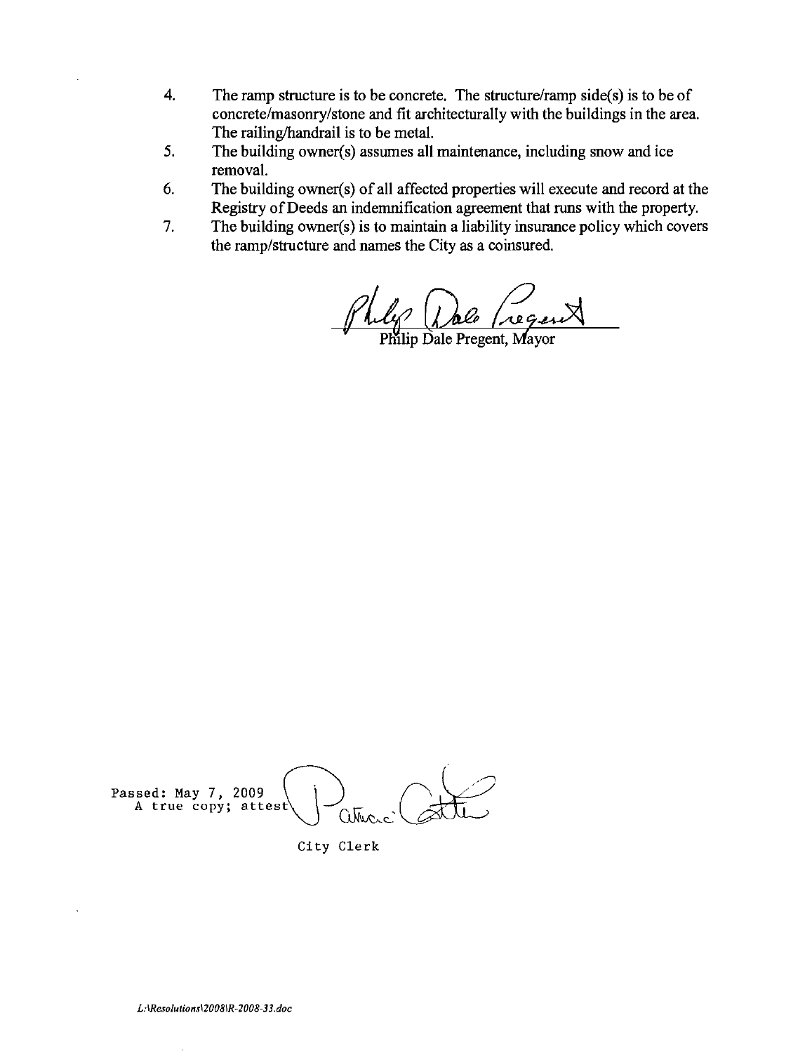4. The ramp structure is to be concrete. The structure/ramp side(s) is to be of concrete/masonry/stone and fit architecturally with the buildings in the area. The railing/handrail is to be metal.
5. The building owner(s) assumes all maintenance, including snow and ice removal.
6. The building owner(s) of all affected properties will execute and record at the Registry of Deeds an indemnification agreement that runs with the property.
7. The building owner(s) is to maintain a liability insurance policy which covers the ramp/structure and names the City as a coinsured.

Philip Dale Pregent, Mayor

Passed: May 7, 2009
A true copy; attest

City Clerk

*L:\Resolutions\2008\R-2008-33.doc*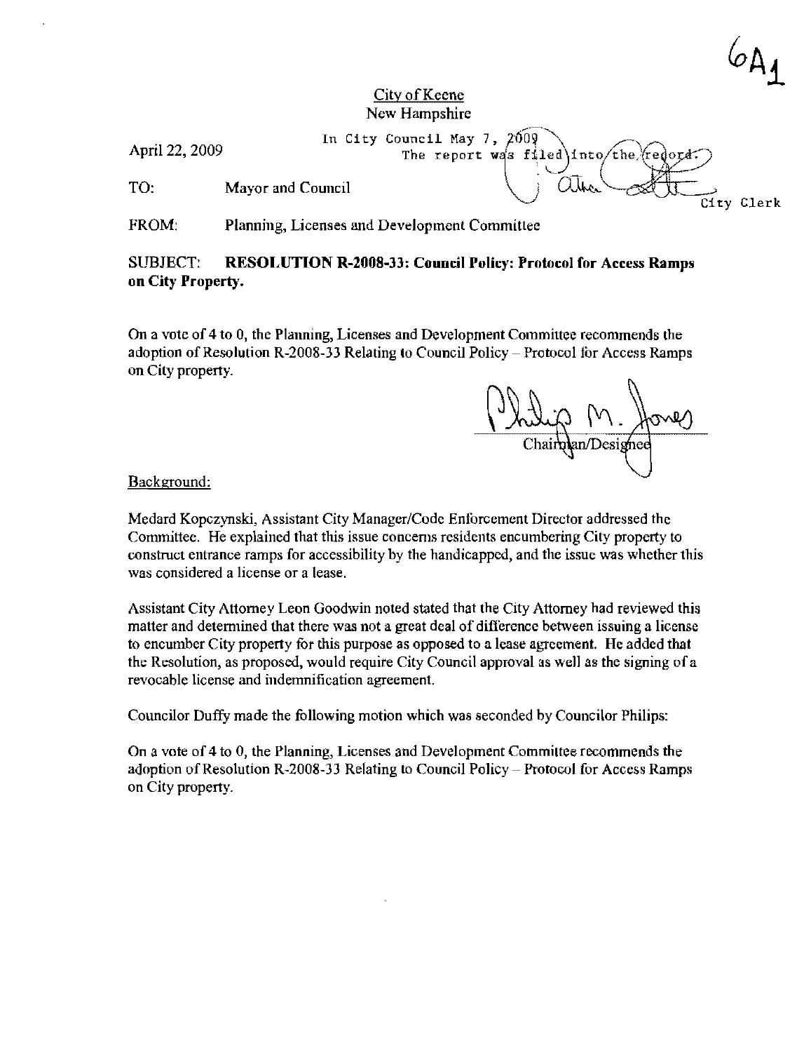6A1

City of Keene
New Hampshire

April 22, 2009

In City Council May 7, 2009
The report was filed into the record.
City Clerk

TO: Mayor and Council

FROM: Planning, Licenses and Development Committee

SUBJECT: **RESOLUTION R-2008-33: Council Policy: Protocol for Access Ramps on City Property.**

On a vote of 4 to 0, the Planning, Licenses and Development Committee recommends the adoption of Resolution R-2008-33 Relating to Council Policy – Protocol for Access Ramps on City property.

Philip M. Jones
Chairman/Designee

Background:

Medard Kopczynski, Assistant City Manager/Code Enforcement Director addressed the Committee. He explained that this issue concerns residents encumbering City property to construct entrance ramps for accessibility by the handicapped, and the issue was whether this was considered a license or a lease.

Assistant City Attorney Leon Goodwin noted stated that the City Attorney had reviewed this matter and determined that there was not a great deal of difference between issuing a license to encumber City property for this purpose as opposed to a lease agreement. He added that the Resolution, as proposed, would require City Council approval as well as the signing of a revocable license and indemnification agreement.

Councilor Duffy made the following motion which was seconded by Councilor Philips:

On a vote of 4 to 0, the Planning, Licenses and Development Committee recommends the adoption of Resolution R-2008-33 Relating to Council Policy – Protocol for Access Ramps on City property.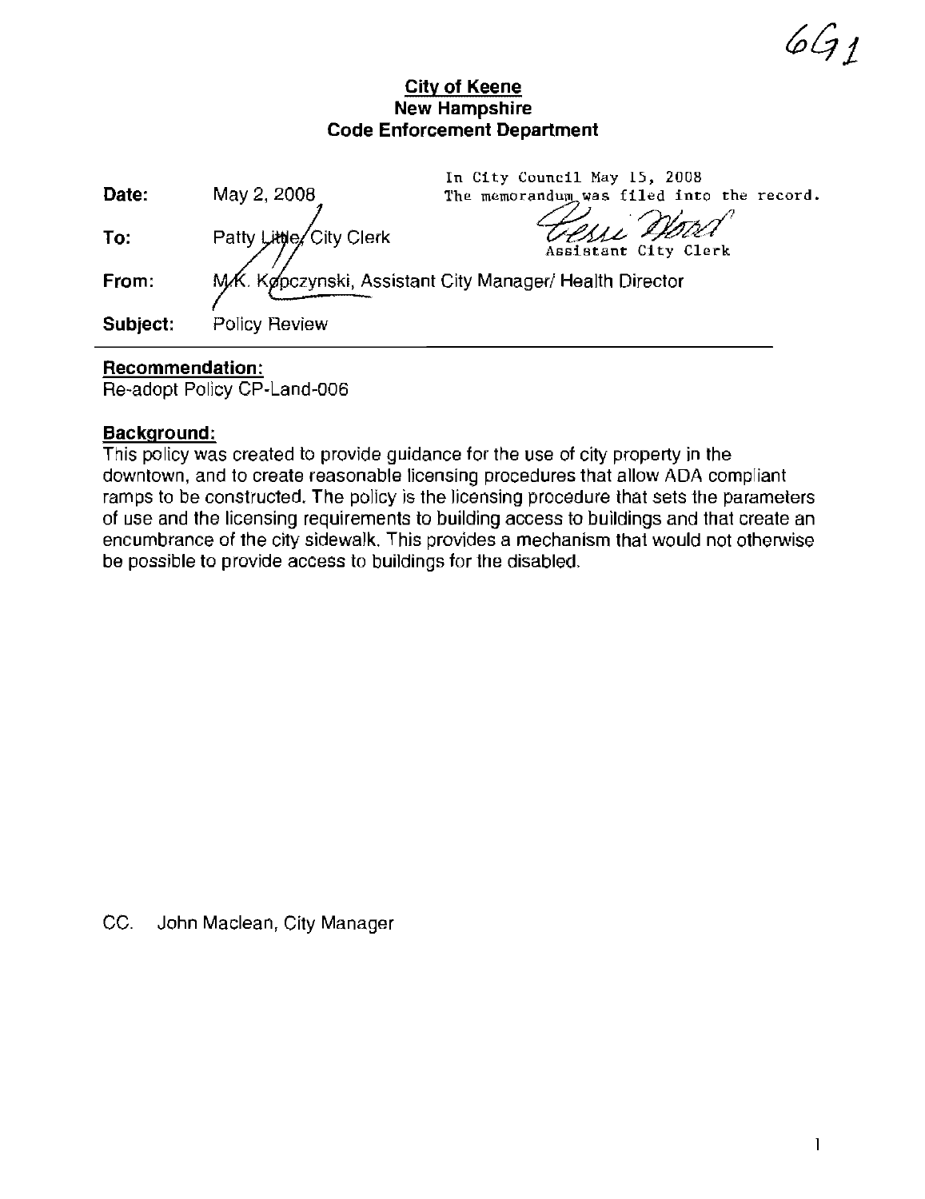6G1

**City of Keene**
**New Hampshire**
**Code Enforcement Department**

In City Council May 15, 2008
The memorandum was filed into the record.
Assistant City Clerk

| | |
|---|---|
| **Date:** | May 2, 2008 |
| **To:** | Patty Little, City Clerk |
| **From:** | M.K. Kopczynski, Assistant City Manager/ Health Director |
| **Subject:** | Policy Review |

**Recommendation:**
Re-adopt Policy CP-Land-006

**Background:**
This policy was created to provide guidance for the use of city property in the downtown, and to create reasonable licensing procedures that allow ADA compliant ramps to be constructed. The policy is the licensing procedure that sets the parameters of use and the licensing requirements to building access to buildings and that create an encumbrance of the city sidewalk. This provides a mechanism that would not otherwise be possible to provide access to buildings for the disabled.

CC. John Maclean, City Manager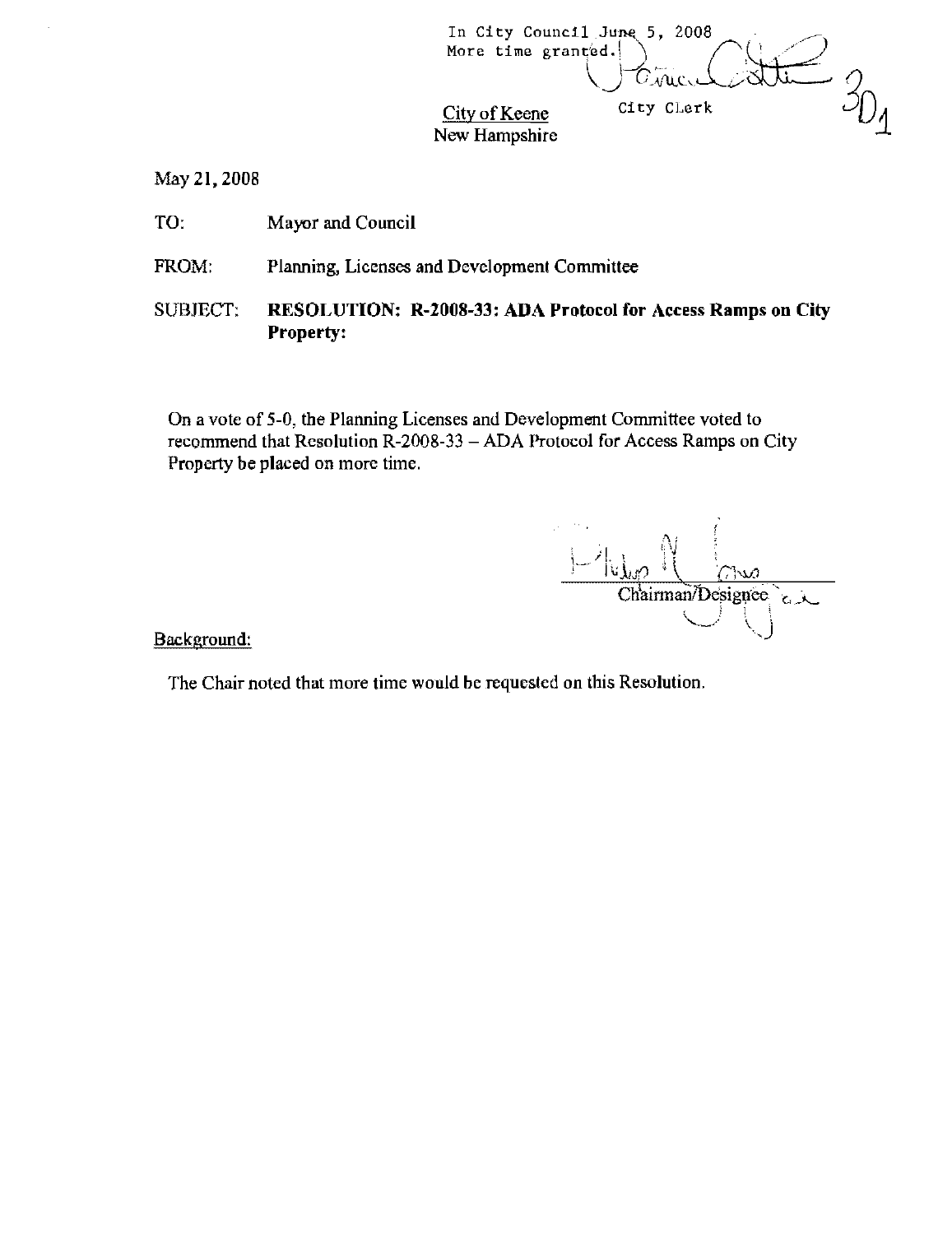In City Council June 5, 2008
More time granted.

City Clerk

City of Keene
New Hampshire

May 21, 2008

TO: Mayor and Council

FROM: Planning, Licenses and Development Committee

SUBJECT: **RESOLUTION: R-2008-33: ADA Protocol for Access Ramps on City Property:**

On a vote of 5-0, the Planning Licenses and Development Committee voted to recommend that Resolution R-2008-33 – ADA Protocol for Access Ramps on City Property be placed on more time.

Chairman/Designee

Background:

The Chair noted that more time would be requested on this Resolution.